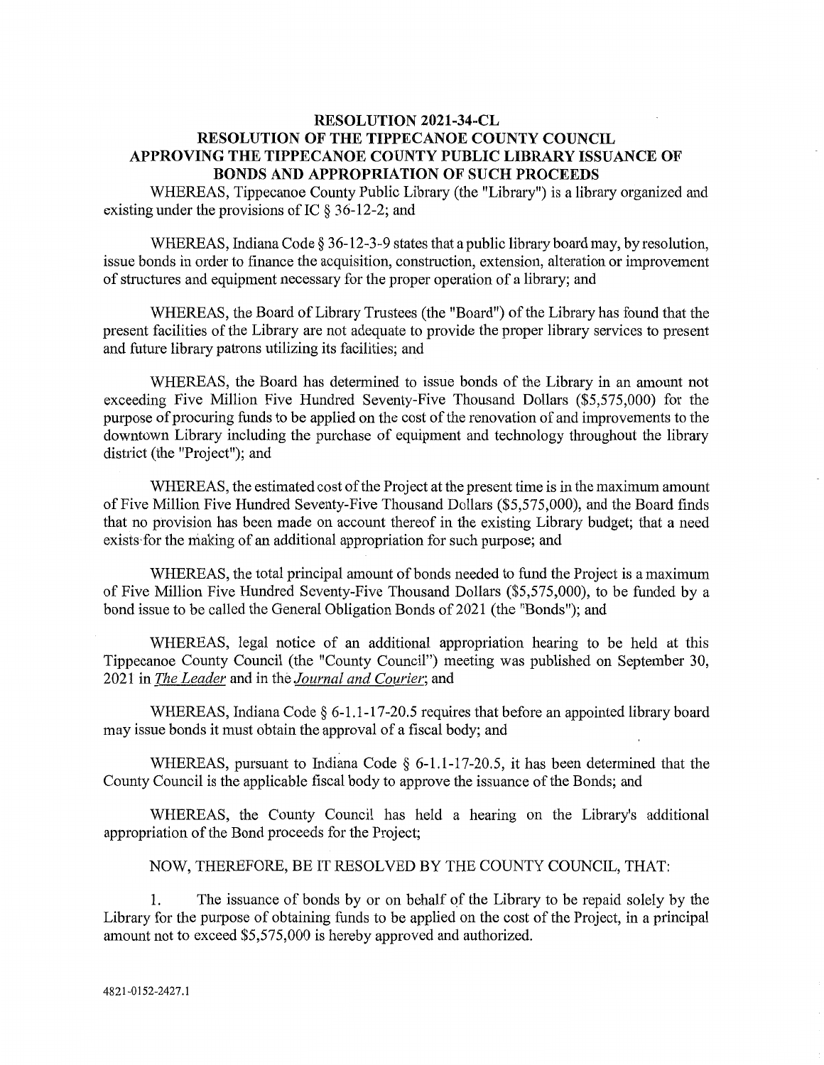# RESOLUTION 2021-34-CL
## RESOLUTION OF THE TIPPECANOE COUNTY COUNCIL APPROVING THE TIPPECANOE COUNTY PUBLIC LIBRARY ISSUANCE OF BONDS AND APPROPRIATION OF SUCH PROCEEDS

WHEREAS, Tippecanoe County Public Library (the "Library") is a library organized and existing under the provisions of IC § 36-12-2; and

WHEREAS, Indiana Code § 36-12-3-9 states that a public library board may, by resolution, issue bonds in order to finance the acquisition, construction, extension, alteration or improvement of structures and equipment necessary for the proper operation of a library; and

WHEREAS, the Board of Library Trustees (the "Board") of the Library has found that the present facilities of the Library are not adequate to provide the proper library services to present and future library patrons utilizing its facilities; and

WHEREAS, the Board has determined to issue bonds of the Library in an amount not exceeding Five Million Five Hundred Seventy-Five Thousand Dollars ($5,575,000) for the purpose of procuring funds to be applied on the cost of the renovation of and improvements to the downtown Library including the purchase of equipment and technology throughout the library district (the "Project"); and

WHEREAS, the estimated cost of the Project at the present time is in the maximum amount of Five Million Five Hundred Seventy-Five Thousand Dollars ($5,575,000), and the Board finds that no provision has been made on account thereof in the existing Library budget; that a need exists for the making of an additional appropriation for such purpose; and

WHEREAS, the total principal amount of bonds needed to fund the Project is a maximum of Five Million Five Hundred Seventy-Five Thousand Dollars ($5,575,000), to be funded by a bond issue to be called the General Obligation Bonds of 2021 (the "Bonds"); and

WHEREAS, legal notice of an additional appropriation hearing to be held at this Tippecanoe County Council (the "County Council") meeting was published on September 30, 2021 in *The Leader* and in the *Journal and Courier*; and

WHEREAS, Indiana Code § 6-1.1-17-20.5 requires that before an appointed library board may issue bonds it must obtain the approval of a fiscal body; and

WHEREAS, pursuant to Indiana Code § 6-1.1-17-20.5, it has been determined that the County Council is the applicable fiscal body to approve the issuance of the Bonds; and

WHEREAS, the County Council has held a hearing on the Library's additional appropriation of the Bond proceeds for the Project;

NOW, THEREFORE, BE IT RESOLVED BY THE COUNTY COUNCIL, THAT:

1. The issuance of bonds by or on behalf of the Library to be repaid solely by the Library for the purpose of obtaining funds to be applied on the cost of the Project, in a principal amount not to exceed $5,575,000 is hereby approved and authorized.

4821-0152-2427.1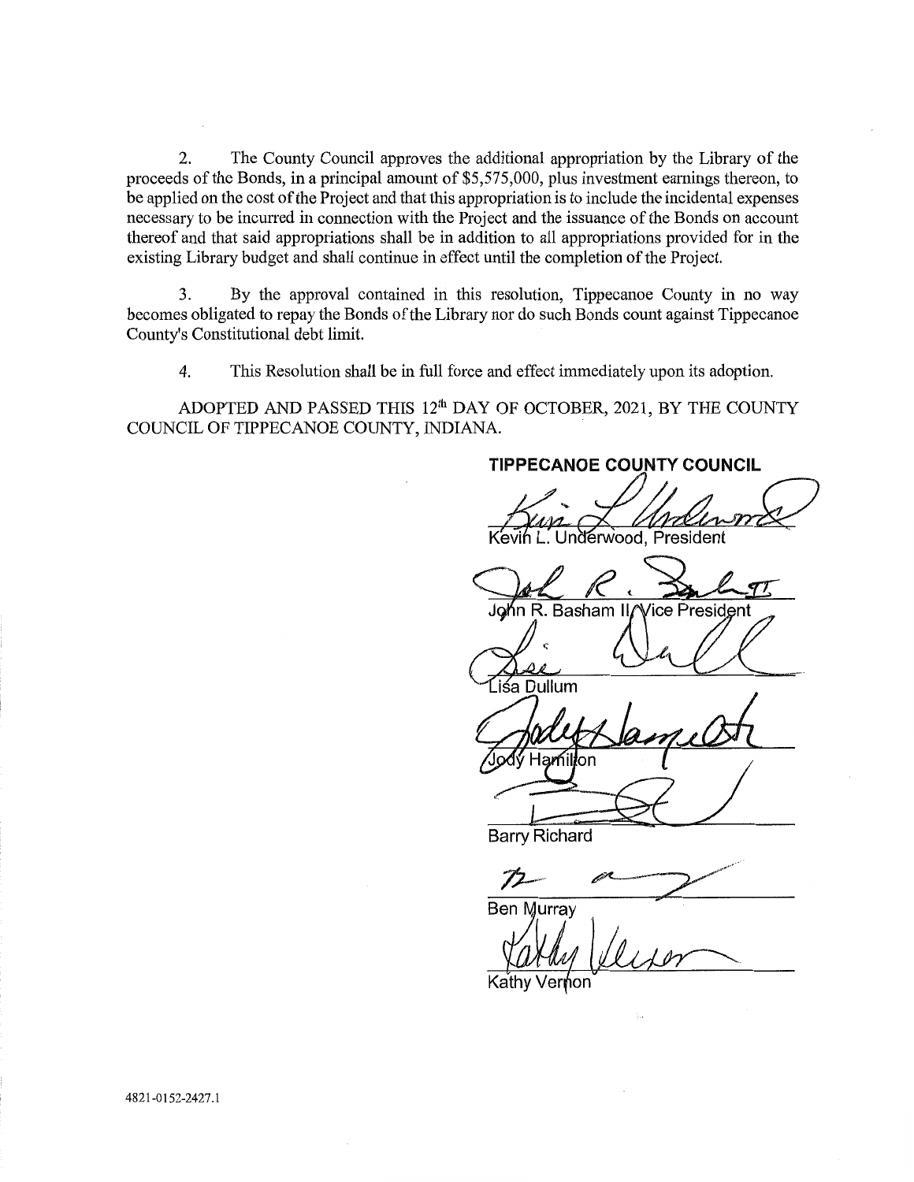2. The County Council approves the additional appropriation by the Library of the proceeds of the Bonds, in a principal amount of $5,575,000, plus investment earnings thereon, to be applied on the cost of the Project and that this appropriation is to include the incidental expenses necessary to be incurred in connection with the Project and the issuance of the Bonds on account thereof and that said appropriations shall be in addition to all appropriations provided for in the existing Library budget and shall continue in effect until the completion of the Project.

3. By the approval contained in this resolution, Tippecanoe County in no way becomes obligated to repay the Bonds of the Library nor do such Bonds count against Tippecanoe County's Constitutional debt limit.

4. This Resolution shall be in full force and effect immediately upon its adoption.

ADOPTED AND PASSED THIS 12th DAY OF OCTOBER, 2021, BY THE COUNTY COUNCIL OF TIPPECANOE COUNTY, INDIANA.

**TIPPECANOE COUNTY COUNCIL**

Kevin L. Underwood, President

John R. Basham II, Vice President

Lisa Dullum

Jody Hamilton

Barry Richard

Ben Murray

Kathy Vernon

4821-0152-2427.1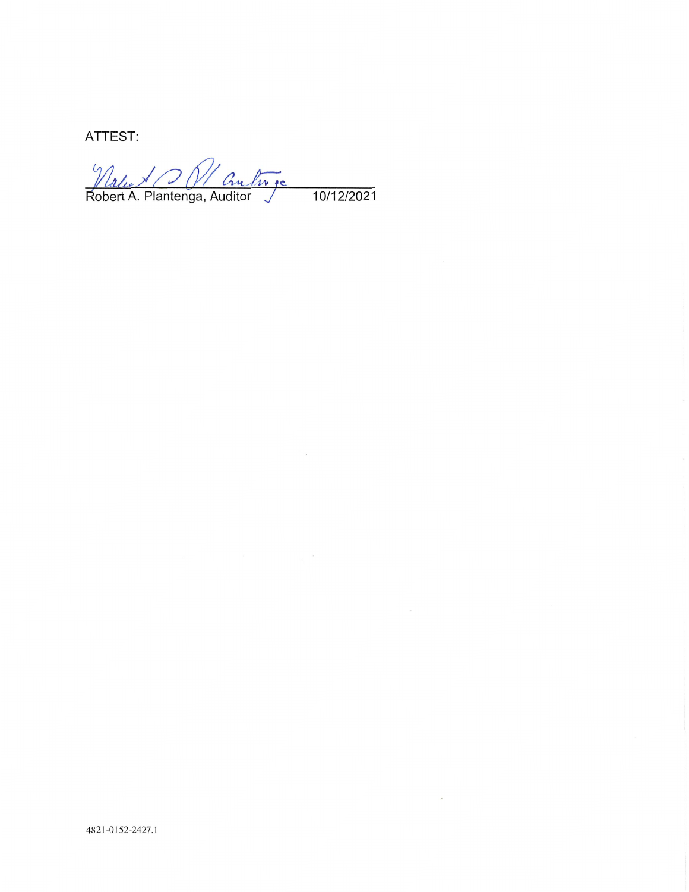ATTEST:

Robert A. Plantenga, Auditor 10/12/2021

4821-0152-2427.1